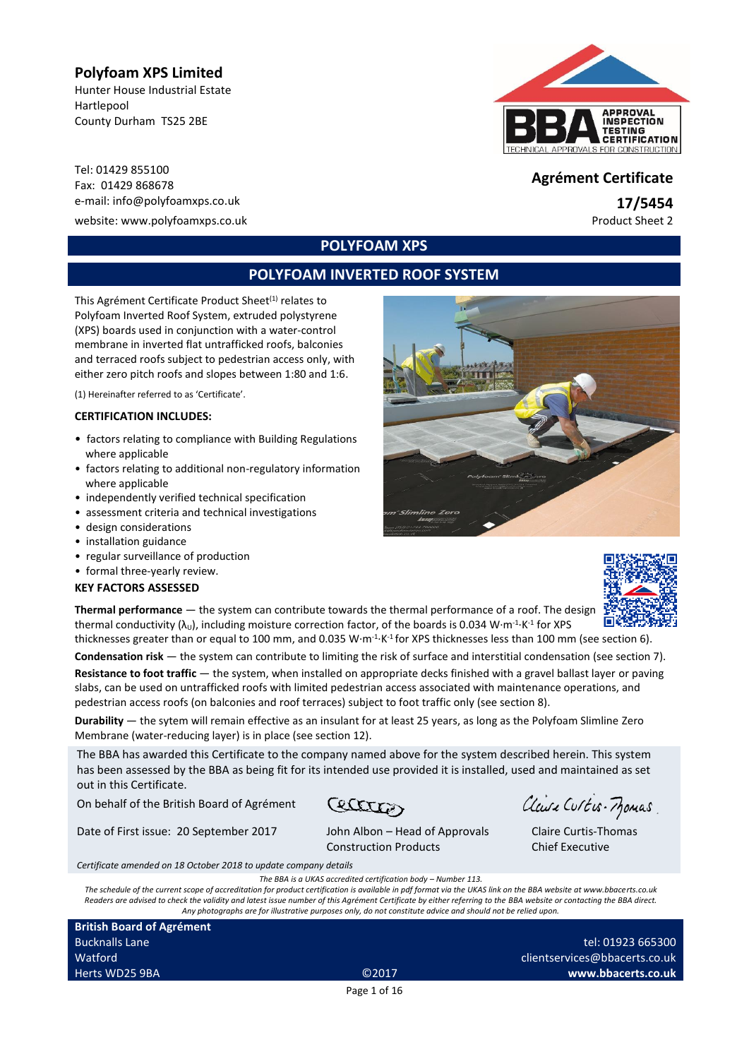**Polyfoam XPS Limited**
Hunter House Industrial Estate
Hartlepool
County Durham TS25 2BE

Tel: 01429 855100
Fax: 01429 868678
e-mail: info@polyfoamxps.co.uk
website: www.polyfoamxps.co.uk

**Agrément Certificate**
**17/5454**
Product Sheet 2

## POLYFOAM XPS

## POLYFOAM INVERTED ROOF SYSTEM

This Agrément Certificate Product Sheet[1] relates to Polyfoam Inverted Roof System, extruded polystyrene (XPS) boards used in conjunction with a water-control membrane in inverted flat untrafficked roofs, balconies and terraced roofs subject to pedestrian access only, with either zero pitch roofs and slopes between 1:80 and 1:6.

(1) Hereinafter referred to as 'Certificate'.

### CERTIFICATION INCLUDES:

- factors relating to compliance with Building Regulations where applicable
- factors relating to additional non-regulatory information where applicable
- independently verified technical specification
- assessment criteria and technical investigations
- design considerations
- installation guidance
- regular surveillance of production
- formal three-yearly review.

### KEY FACTORS ASSESSED

**Thermal performance** — the system can contribute towards the thermal performance of a roof. The design thermal conductivity ($\lambda_U$), including moisture correction factor, of the boards is 0.034 $W{\cdot}m^{-1}{\cdot}K^{-1}$ for XPS thicknesses greater than or equal to 100 mm, and 0.035 $W{\cdot}m^{-1}{\cdot}K^{-1}$ for XPS thicknesses less than 100 mm (see section 6).

**Condensation risk** — the system can contribute to limiting the risk of surface and interstitial condensation (see section 7).

**Resistance to foot traffic** — the system, when installed on appropriate decks finished with a gravel ballast layer or paving slabs, can be used on untrafficked roofs with limited pedestrian access associated with maintenance operations, and pedestrian access roofs (on balconies and roof terraces) subject to foot traffic only (see section 8).

**Durability** — the sytem will remain effective as an insulant for at least 25 years, as long as the Polyfoam Slimline Zero Membrane (water-reducing layer) is in place (see section 12).

The BBA has awarded this Certificate to the company named above for the system described herein. This system has been assessed by the BBA as being fit for its intended use provided it is installed, used and maintained as set out in this Certificate.

On behalf of the British Board of Agrément

Date of First issue: 20 September 2017

John Albon – Head of Approvals
Construction Products

Claire Curtis-Thomas
Chief Executive

*Certificate amended on 18 October 2018 to update company details*

*The BBA is a UKAS accredited certification body – Number 113.*
*The schedule of the current scope of accreditation for product certification is available in pdf format via the UKAS link on the BBA website at www.bbacerts.co.uk*
*Readers are advised to check the validity and latest issue number of this Agrément Certificate by either referring to the BBA website or contacting the BBA direct.*
*Any photographs are for illustrative purposes only, do not constitute advice and should not be relied upon.*

**British Board of Agrément**
Bucknalls Lane
Watford
Herts WD25 9BA

©2017

tel: 01923 665300
clientservices@bbacerts.co.uk
**www.bbacerts.co.uk**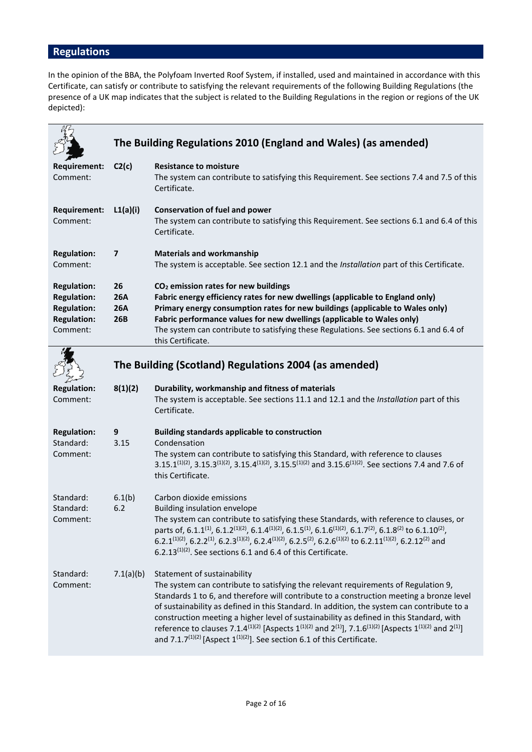## Regulations

In the opinion of the BBA, the Polyfoam Inverted Roof System, if installed, used and maintained in accordance with this Certificate, can satisfy or contribute to satisfying the relevant requirements of the following Building Regulations (the presence of a UK map indicates that the subject is related to the Building Regulations in the region or regions of the UK depicted):

### The Building Regulations 2010 (England and Wales) (as amended)

| | | |
|---|---|---|
| **Requirement:** | **C2(c)** | **Resistance to moisture** |
| Comment: | | The system can contribute to satisfying this Requirement. See sections 7.4 and 7.5 of this Certificate. |
| **Requirement:** | **L1(a)(i)** | **Conservation of fuel and power** |
| Comment: | | The system can contribute to satisfying this Requirement. See sections 6.1 and 6.4 of this Certificate. |
| **Regulation:** | **7** | **Materials and workmanship** |
| Comment: | | The system is acceptable. See section 12.1 and the *Installation* part of this Certificate. |
| **Regulation:** | **26** | **$CO_2$ emission rates for new buildings** |
| **Regulation:** | **26A** | **Fabric energy efficiency rates for new dwellings (applicable to England only)** |
| **Regulation:** | **26A** | **Primary energy consumption rates for new buildings (applicable to Wales only)** |
| **Regulation:** | **26B** | **Fabric performance values for new dwellings (applicable to Wales only)** |
| Comment: | | The system can contribute to satisfying these Regulations. See sections 6.1 and 6.4 of this Certificate. |

### The Building (Scotland) Regulations 2004 (as amended)

| | | |
|---|---|---|
| **Regulation:** | **8(1)(2)** | **Durability, workmanship and fitness of materials** |
| Comment: | | The system is acceptable. See sections 11.1 and 12.1 and the *Installation* part of this Certificate. |
| **Regulation:** | **9** | **Building standards applicable to construction** |
| Standard: | 3.15 | Condensation |
| Comment: | | The system can contribute to satisfying this Standard, with reference to clauses 3.15.1(1)(2), 3.15.3(1)(2), 3.15.4(1)(2), 3.15.5(1)(2) and 3.15.6(1)(2). See sections 7.4 and 7.6 of this Certificate. |
| Standard: | 6.1(b) | Carbon dioxide emissions |
| Standard: | 6.2 | Building insulation envelope |
| Comment: | | The system can contribute to satisfying these Standards, with reference to clauses, or parts of, 6.1.1(1), 6.1.2(1)(2), 6.1.4(1)(2), 6.1.5(1), 6.1.6(1)(2), 6.1.7(2), 6.1.8(2) to 6.1.10(2), 6.2.1(1)(2), 6.2.2(1), 6.2.3(1)(2), 6.2.4(1)(2), 6.2.5(2), 6.2.6(1)(2) to 6.2.11(1)(2), 6.2.12(2) and 6.2.13(1)(2). See sections 6.1 and 6.4 of this Certificate. |
| Standard: | 7.1(a)(b) | Statement of sustainability |
| Comment: | | The system can contribute to satisfying the relevant requirements of Regulation 9, Standards 1 to 6, and therefore will contribute to a construction meeting a bronze level of sustainability as defined in this Standard. In addition, the system can contribute to a construction meeting a higher level of sustainability as defined in this Standard, with reference to clauses 7.1.4(1)(2) [Aspects 1(1)(2) and 2(1)], 7.1.6(1)(2) [Aspects 1(1)(2) and 2(1)] and 7.1.7(1)(2) [Aspect 1(1)(2)]. See section 6.1 of this Certificate. |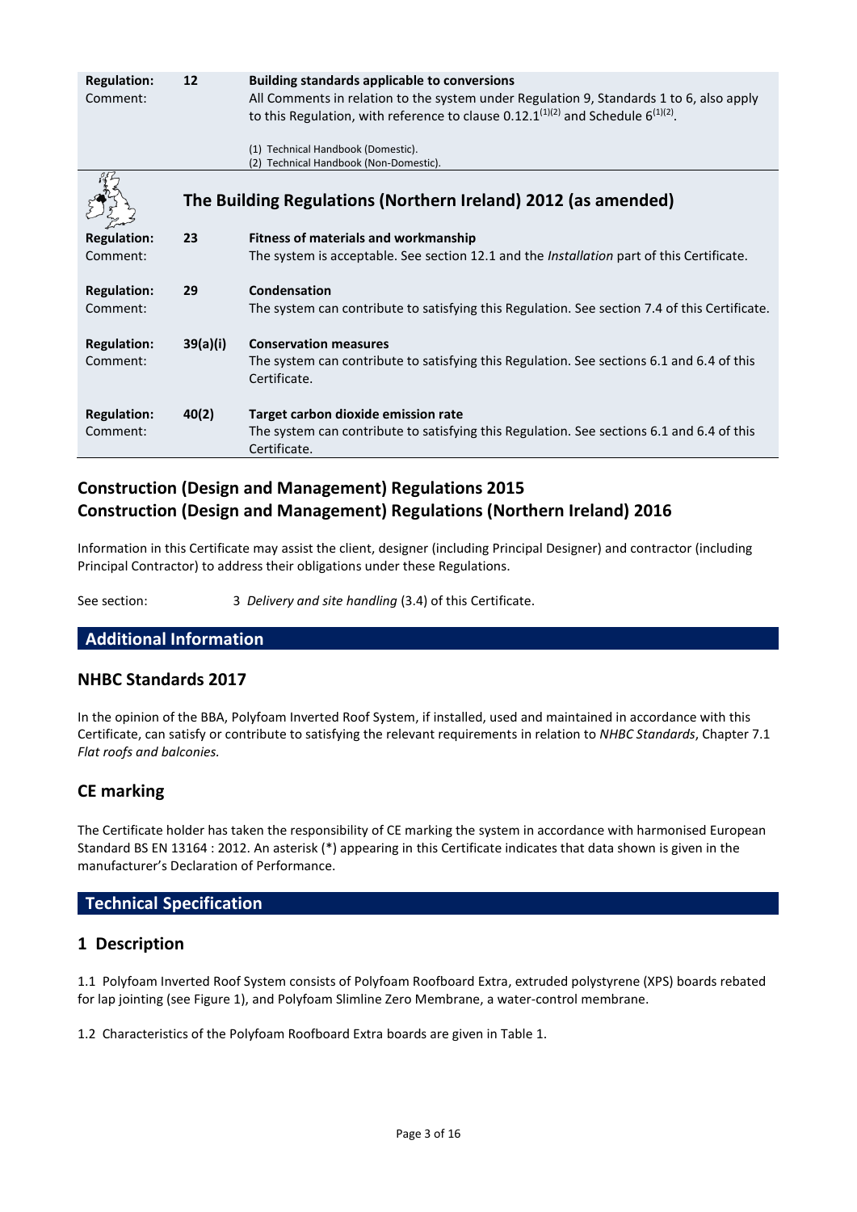**Regulation:** 12 **Building standards applicable to conversions**
Comment: All Comments in relation to the system under Regulation 9, Standards 1 to 6, also apply to this Regulation, with reference to clause 0.12.1[(1)(2)] and Schedule 6[(1)(2)].

(1) Technical Handbook (Domestic).
(2) Technical Handbook (Non-Domestic).

## The Building Regulations (Northern Ireland) 2012 (as amended)

**Regulation:** 23 **Fitness of materials and workmanship**
Comment: The system is acceptable. See section 12.1 and the *Installation* part of this Certificate.

**Regulation:** 29 **Condensation**
Comment: The system can contribute to satisfying this Regulation. See section 7.4 of this Certificate.

**Regulation:** 39(a)(i) **Conservation measures**
Comment: The system can contribute to satisfying this Regulation. See sections 6.1 and 6.4 of this Certificate.

**Regulation:** 40(2) **Target carbon dioxide emission rate**
Comment: The system can contribute to satisfying this Regulation. See sections 6.1 and 6.4 of this Certificate.

## Construction (Design and Management) Regulations 2015
## Construction (Design and Management) Regulations (Northern Ireland) 2016

Information in this Certificate may assist the client, designer (including Principal Designer) and contractor (including Principal Contractor) to address their obligations under these Regulations.

See section: 3 *Delivery and site handling* (3.4) of this Certificate.

## Additional Information

### NHBC Standards 2017

In the opinion of the BBA, Polyfoam Inverted Roof System, if installed, used and maintained in accordance with this Certificate, can satisfy or contribute to satisfying the relevant requirements in relation to *NHBC Standards*, Chapter 7.1 *Flat roofs and balconies.*

### CE marking

The Certificate holder has taken the responsibility of CE marking the system in accordance with harmonised European Standard BS EN 13164 : 2012. An asterisk (*) appearing in this Certificate indicates that data shown is given in the manufacturer's Declaration of Performance.

## Technical Specification

### 1 Description

1.1 Polyfoam Inverted Roof System consists of Polyfoam Roofboard Extra, extruded polystyrene (XPS) boards rebated for lap jointing (see Figure 1), and Polyfoam Slimline Zero Membrane, a water-control membrane.

1.2 Characteristics of the Polyfoam Roofboard Extra boards are given in Table 1.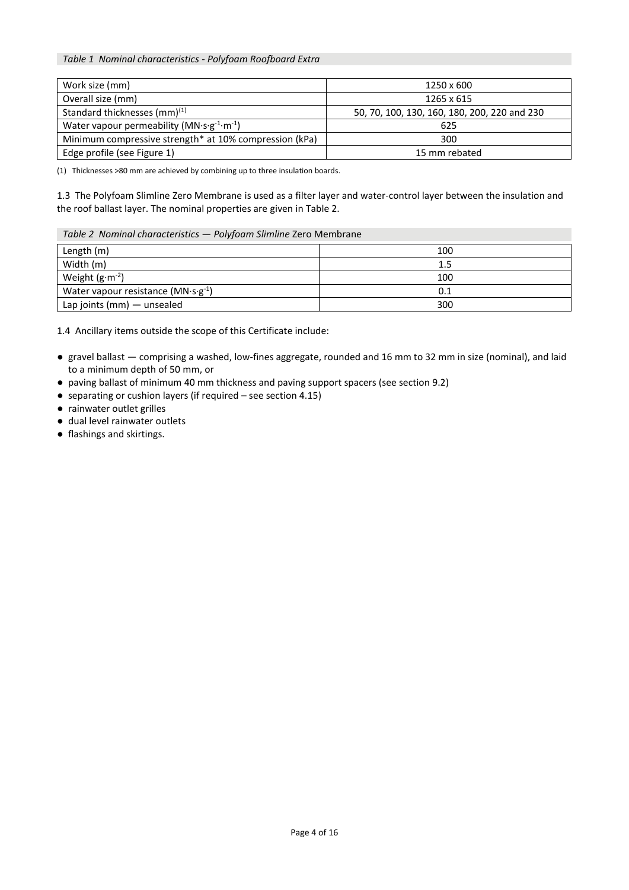*Table 1 Nominal characteristics - Polyfoam Roofboard Extra*

| Work size (mm) | 1250 x 600 |
|---|---|
| Overall size (mm) | 1265 x 615 |
| Standard thicknesses (mm)[(1)] | 50, 70, 100, 130, 160, 180, 200, 220 and 230 |
| Water vapour permeability ($MN{\cdot}s{\cdot}g^{-1}{\cdot}m^{-1}$) | 625 |
| Minimum compressive strength* at 10% compression (kPa) | 300 |
| Edge profile (see Figure 1) | 15 mm rebated |

(1) Thicknesses >80 mm are achieved by combining up to three insulation boards.

1.3 The Polyfoam Slimline Zero Membrane is used as a filter layer and water-control layer between the insulation and the roof ballast layer. The nominal properties are given in Table 2.

*Table 2 Nominal characteristics — Polyfoam Slimline* Zero Membrane

| Length (m) | 100 |
|---|---|
| Width (m) | 1.5 |
| Weight ($g{\cdot}m^{-2}$) | 100 |
| Water vapour resistance ($MN{\cdot}s{\cdot}g^{-1}$) | 0.1 |
| Lap joints (mm) — unsealed | 300 |

1.4 Ancillary items outside the scope of this Certificate include:

- gravel ballast — comprising a washed, low-fines aggregate, rounded and 16 mm to 32 mm in size (nominal), and laid to a minimum depth of 50 mm, or
- paving ballast of minimum 40 mm thickness and paving support spacers (see section 9.2)
- separating or cushion layers (if required – see section 4.15)
- rainwater outlet grilles
- dual level rainwater outlets
- flashings and skirtings.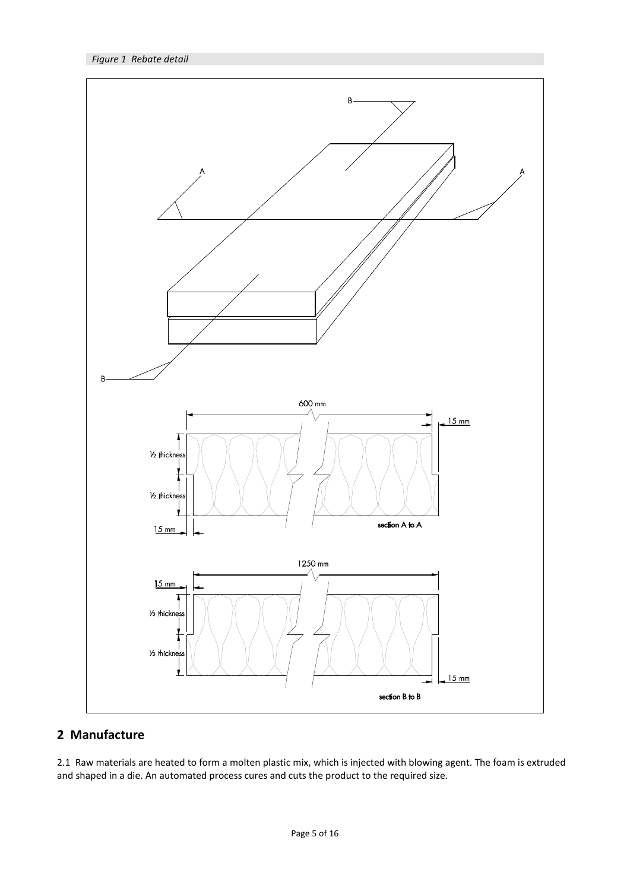*Figure 1 Rebate detail*

## 2 Manufacture

2.1 Raw materials are heated to form a molten plastic mix, which is injected with blowing agent. The foam is extruded and shaped in a die. An automated process cures and cuts the product to the required size.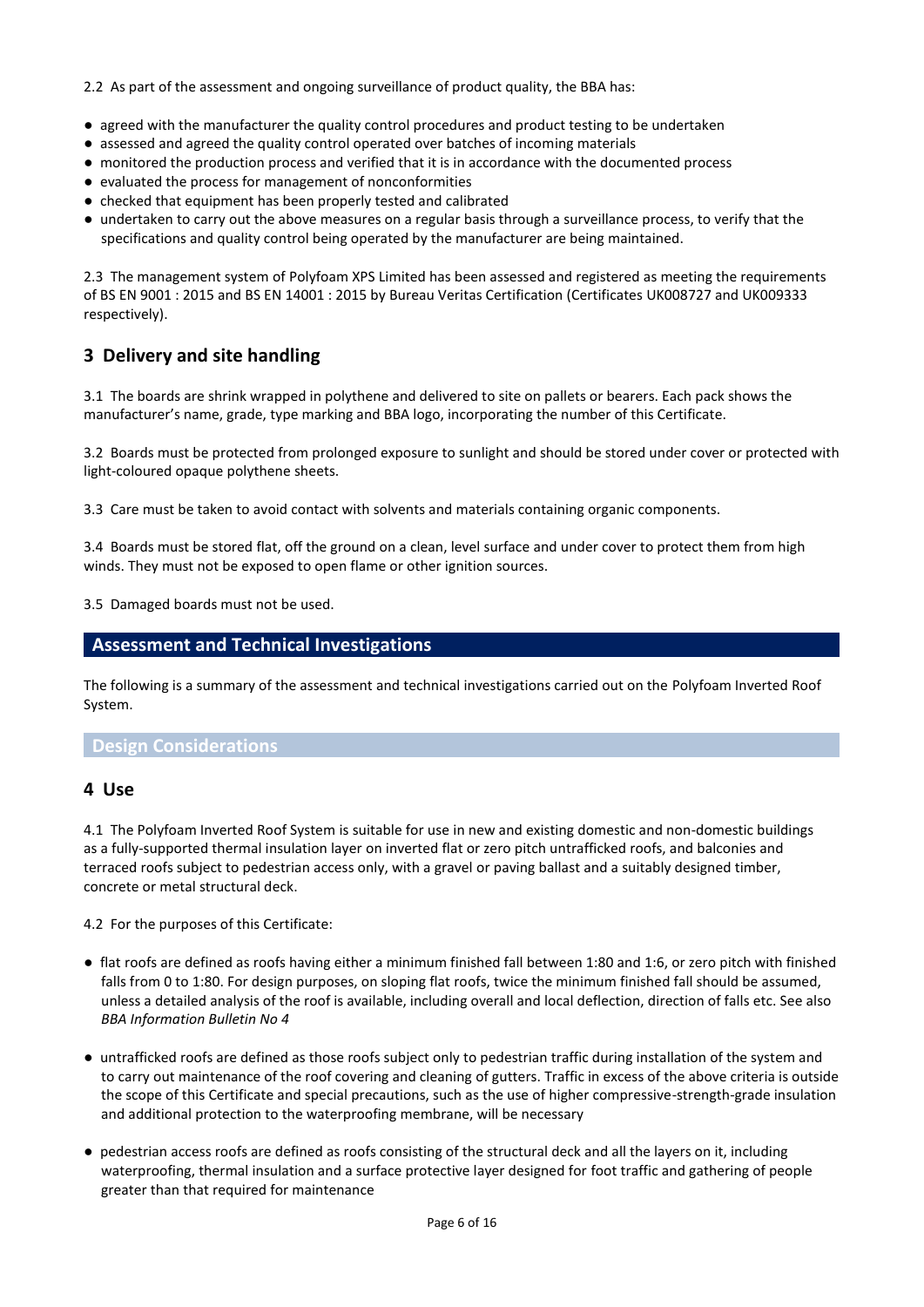2.2 As part of the assessment and ongoing surveillance of product quality, the BBA has:

- agreed with the manufacturer the quality control procedures and product testing to be undertaken
- assessed and agreed the quality control operated over batches of incoming materials
- monitored the production process and verified that it is in accordance with the documented process
- evaluated the process for management of nonconformities
- checked that equipment has been properly tested and calibrated
- undertaken to carry out the above measures on a regular basis through a surveillance process, to verify that the specifications and quality control being operated by the manufacturer are being maintained.

2.3 The management system of Polyfoam XPS Limited has been assessed and registered as meeting the requirements of BS EN 9001 : 2015 and BS EN 14001 : 2015 by Bureau Veritas Certification (Certificates UK008727 and UK009333 respectively).

## 3 Delivery and site handling

3.1 The boards are shrink wrapped in polythene and delivered to site on pallets or bearers. Each pack shows the manufacturer's name, grade, type marking and BBA logo, incorporating the number of this Certificate.

3.2 Boards must be protected from prolonged exposure to sunlight and should be stored under cover or protected with light-coloured opaque polythene sheets.

3.3 Care must be taken to avoid contact with solvents and materials containing organic components.

3.4 Boards must be stored flat, off the ground on a clean, level surface and under cover to protect them from high winds. They must not be exposed to open flame or other ignition sources.

3.5 Damaged boards must not be used.

# Assessment and Technical Investigations

The following is a summary of the assessment and technical investigations carried out on the Polyfoam Inverted Roof System.

## Design Considerations

## 4 Use

4.1 The Polyfoam Inverted Roof System is suitable for use in new and existing domestic and non-domestic buildings as a fully-supported thermal insulation layer on inverted flat or zero pitch untrafficked roofs, and balconies and terraced roofs subject to pedestrian access only, with a gravel or paving ballast and a suitably designed timber, concrete or metal structural deck.

4.2 For the purposes of this Certificate:

- flat roofs are defined as roofs having either a minimum finished fall between 1:80 and 1:6, or zero pitch with finished falls from 0 to 1:80. For design purposes, on sloping flat roofs, twice the minimum finished fall should be assumed, unless a detailed analysis of the roof is available, including overall and local deflection, direction of falls etc. See also *BBA Information Bulletin No 4*
- untrafficked roofs are defined as those roofs subject only to pedestrian traffic during installation of the system and to carry out maintenance of the roof covering and cleaning of gutters. Traffic in excess of the above criteria is outside the scope of this Certificate and special precautions, such as the use of higher compressive-strength-grade insulation and additional protection to the waterproofing membrane, will be necessary
- pedestrian access roofs are defined as roofs consisting of the structural deck and all the layers on it, including waterproofing, thermal insulation and a surface protective layer designed for foot traffic and gathering of people greater than that required for maintenance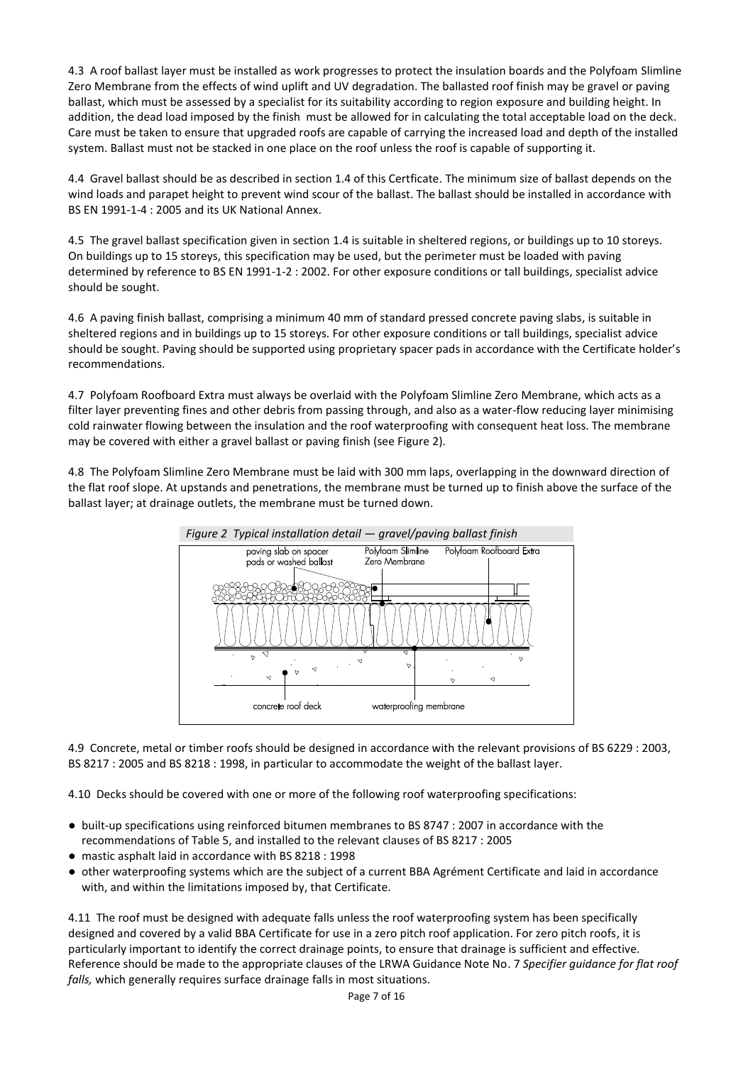4.3 A roof ballast layer must be installed as work progresses to protect the insulation boards and the Polyfoam Slimline Zero Membrane from the effects of wind uplift and UV degradation. The ballasted roof finish may be gravel or paving ballast, which must be assessed by a specialist for its suitability according to region exposure and building height. In addition, the dead load imposed by the finish must be allowed for in calculating the total acceptable load on the deck. Care must be taken to ensure that upgraded roofs are capable of carrying the increased load and depth of the installed system. Ballast must not be stacked in one place on the roof unless the roof is capable of supporting it.

4.4 Gravel ballast should be as described in section 1.4 of this Certficate. The minimum size of ballast depends on the wind loads and parapet height to prevent wind scour of the ballast. The ballast should be installed in accordance with BS EN 1991-1-4 : 2005 and its UK National Annex.

4.5 The gravel ballast specification given in section 1.4 is suitable in sheltered regions, or buildings up to 10 storeys. On buildings up to 15 storeys, this specification may be used, but the perimeter must be loaded with paving determined by reference to BS EN 1991-1-2 : 2002. For other exposure conditions or tall buildings, specialist advice should be sought.

4.6 A paving finish ballast, comprising a minimum 40 mm of standard pressed concrete paving slabs, is suitable in sheltered regions and in buildings up to 15 storeys. For other exposure conditions or tall buildings, specialist advice should be sought. Paving should be supported using proprietary spacer pads in accordance with the Certificate holder's recommendations.

4.7 Polyfoam Roofboard Extra must always be overlaid with the Polyfoam Slimline Zero Membrane, which acts as a filter layer preventing fines and other debris from passing through, and also as a water-flow reducing layer minimising cold rainwater flowing between the insulation and the roof waterproofing with consequent heat loss. The membrane may be covered with either a gravel ballast or paving finish (see Figure 2).

4.8 The Polyfoam Slimline Zero Membrane must be laid with 300 mm laps, overlapping in the downward direction of the flat roof slope. At upstands and penetrations, the membrane must be turned up to finish above the surface of the ballast layer; at drainage outlets, the membrane must be turned down.

*Figure 2 Typical installation detail — gravel/paving ballast finish*

paving slab on spacer pads or washed ballast | Polyfoam Slimline Zero Membrane | Polyfoam Roofboard Extra | concrete roof deck | waterproofing membrane

4.9 Concrete, metal or timber roofs should be designed in accordance with the relevant provisions of BS 6229 : 2003, BS 8217 : 2005 and BS 8218 : 1998, in particular to accommodate the weight of the ballast layer.

4.10 Decks should be covered with one or more of the following roof waterproofing specifications:

- built-up specifications using reinforced bitumen membranes to BS 8747 : 2007 in accordance with the recommendations of Table 5, and installed to the relevant clauses of BS 8217 : 2005
- mastic asphalt laid in accordance with BS 8218 : 1998
- other waterproofing systems which are the subject of a current BBA Agrément Certificate and laid in accordance with, and within the limitations imposed by, that Certificate.

4.11 The roof must be designed with adequate falls unless the roof waterproofing system has been specifically designed and covered by a valid BBA Certificate for use in a zero pitch roof application. For zero pitch roofs, it is particularly important to identify the correct drainage points, to ensure that drainage is sufficient and effective. Reference should be made to the appropriate clauses of the LRWA Guidance Note No. 7 *Specifier guidance for flat roof falls,* which generally requires surface drainage falls in most situations.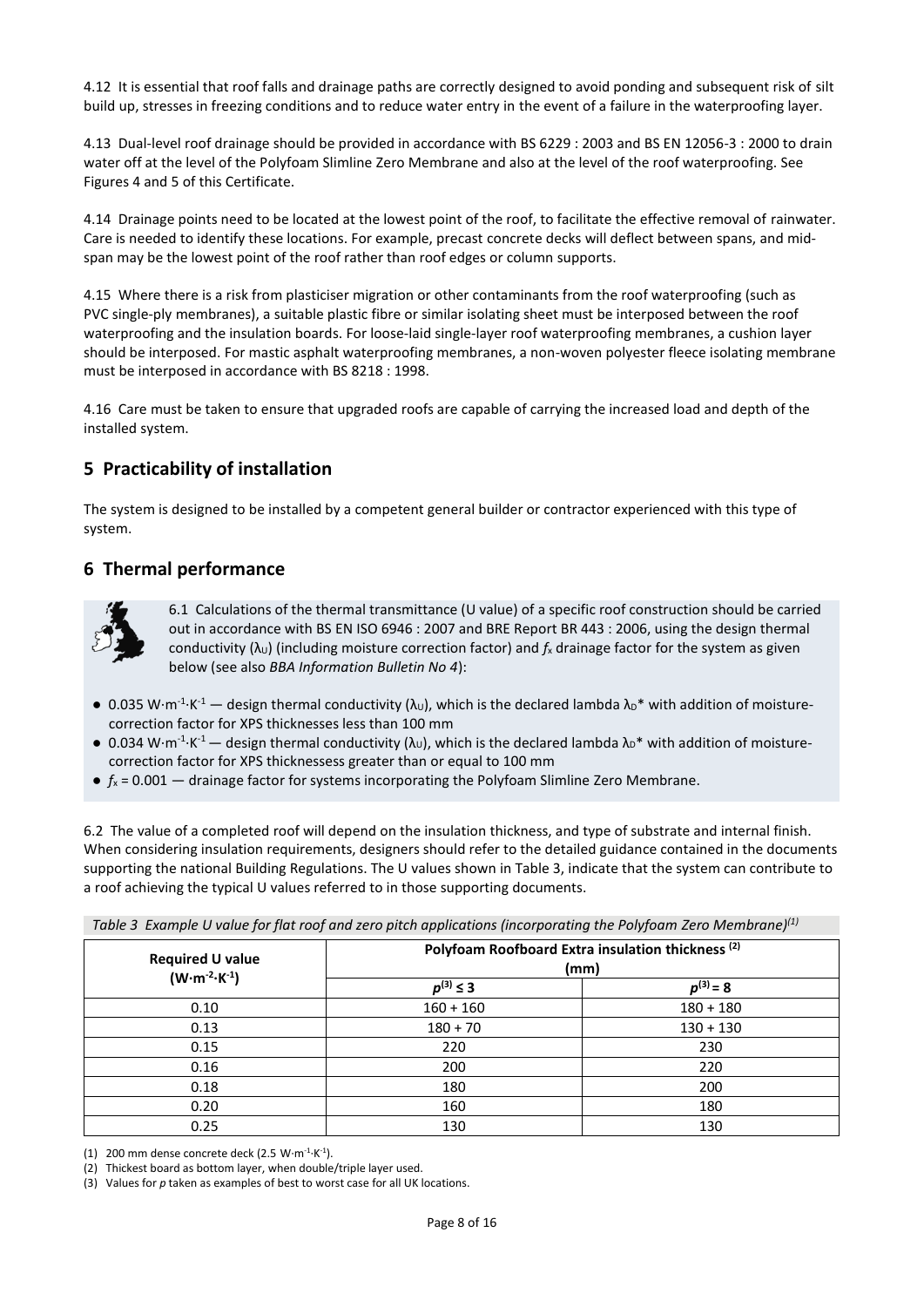4.12 It is essential that roof falls and drainage paths are correctly designed to avoid ponding and subsequent risk of silt build up, stresses in freezing conditions and to reduce water entry in the event of a failure in the waterproofing layer.

4.13 Dual-level roof drainage should be provided in accordance with BS 6229 : 2003 and BS EN 12056-3 : 2000 to drain water off at the level of the Polyfoam Slimline Zero Membrane and also at the level of the roof waterproofing. See Figures 4 and 5 of this Certificate.

4.14 Drainage points need to be located at the lowest point of the roof, to facilitate the effective removal of rainwater. Care is needed to identify these locations. For example, precast concrete decks will deflect between spans, and mid-span may be the lowest point of the roof rather than roof edges or column supports.

4.15 Where there is a risk from plasticiser migration or other contaminants from the roof waterproofing (such as PVC single-ply membranes), a suitable plastic fibre or similar isolating sheet must be interposed between the roof waterproofing and the insulation boards. For loose-laid single-layer roof waterproofing membranes, a cushion layer should be interposed. For mastic asphalt waterproofing membranes, a non-woven polyester fleece isolating membrane must be interposed in accordance with BS 8218 : 1998.

4.16 Care must be taken to ensure that upgraded roofs are capable of carrying the increased load and depth of the installed system.

## 5 Practicability of installation

The system is designed to be installed by a competent general builder or contractor experienced with this type of system.

## 6 Thermal performance

6.1 Calculations of the thermal transmittance (U value) of a specific roof construction should be carried out in accordance with BS EN ISO 6946 : 2007 and BRE Report BR 443 : 2006, using the design thermal conductivity ($\lambda_U$) (including moisture correction factor) and $f_x$ drainage factor for the system as given below (see also *BBA Information Bulletin No 4*):

- 0.035 $W{\cdot}m^{-1}{\cdot}K^{-1}$ — design thermal conductivity ($\lambda_U$), which is the declared lambda $\lambda_D$* with addition of moisture-correction factor for XPS thicknesses less than 100 mm
- 0.034 $W{\cdot}m^{-1}{\cdot}K^{-1}$ — design thermal conductivity ($\lambda_U$), which is the declared lambda $\lambda_D$* with addition of moisture-correction factor for XPS thicknessess greater than or equal to 100 mm
- $f_x$ = 0.001 — drainage factor for systems incorporating the Polyfoam Slimline Zero Membrane.

6.2 The value of a completed roof will depend on the insulation thickness, and type of substrate and internal finish. When considering insulation requirements, designers should refer to the detailed guidance contained in the documents supporting the national Building Regulations. The U values shown in Table 3, indicate that the system can contribute to a roof achieving the typical U values referred to in those supporting documents.

*Table 3 Example U value for flat roof and zero pitch applications (incorporating the Polyfoam Zero Membrane)(1)*

| Required U value ($W{\cdot}m^{-2}{\cdot}K^{-1}$) | Polyfoam Roofboard Extra insulation thickness (2) (mm) | |
|---|---|---|
| | $p^{(3)} \leq 3$ | $p^{(3)} = 8$ |
| 0.10 | 160 + 160 | 180 + 180 |
| 0.13 | 180 + 70 | 130 + 130 |
| 0.15 | 220 | 230 |
| 0.16 | 200 | 220 |
| 0.18 | 180 | 200 |
| 0.20 | 160 | 180 |
| 0.25 | 130 | 130 |

(1) 200 mm dense concrete deck (2.5 $W{\cdot}m^{-1}{\cdot}K^{-1}$).

(2) Thickest board as bottom layer, when double/triple layer used.

(3) Values for *p* taken as examples of best to worst case for all UK locations.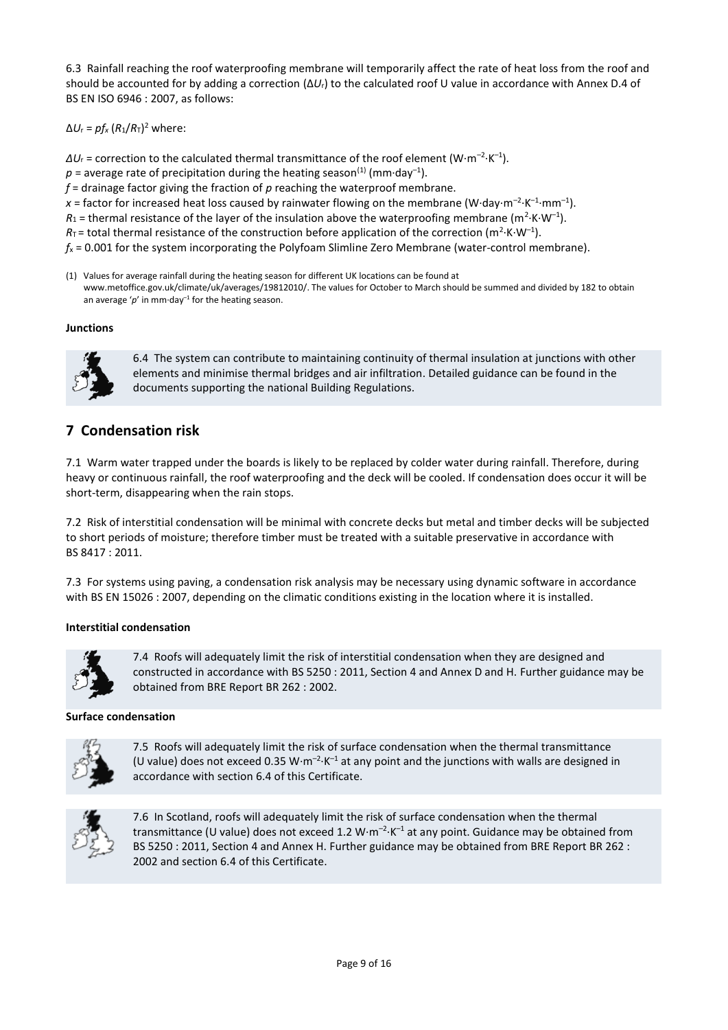6.3 Rainfall reaching the roof waterproofing membrane will temporarily affect the rate of heat loss from the roof and should be accounted for by adding a correction ($\Delta U_r$) to the calculated roof U value in accordance with Annex D.4 of BS EN ISO 6946 : 2007, as follows:

$\Delta U_r = pf_x\,(R_1/R_T)^2$ where:

$\Delta U_r$ = correction to the calculated thermal transmittance of the roof element ($W{\cdot}m^{-2}{\cdot}K^{-1}$).
$p$ = average rate of precipitation during the heating season[1] ($mm{\cdot}day^{-1}$).
$f$ = drainage factor giving the fraction of $p$ reaching the waterproof membrane.
$x$ = factor for increased heat loss caused by rainwater flowing on the membrane ($W{\cdot}day{\cdot}m^{-2}{\cdot}K^{-1}{\cdot}mm^{-1}$).
$R_1$ = thermal resistance of the layer of the insulation above the waterproofing membrane ($m^2{\cdot}K{\cdot}W^{-1}$).
$R_T$ = total thermal resistance of the construction before application of the correction ($m^2{\cdot}K{\cdot}W^{-1}$).
$f_x$ = 0.001 for the system incorporating the Polyfoam Slimline Zero Membrane (water-control membrane).

(1) Values for average rainfall during the heating season for different UK locations can be found at www.metoffice.gov.uk/climate/uk/averages/19812010/. The values for October to March should be summed and divided by 182 to obtain an average '$p$' in $mm{\cdot}day^{-1}$ for the heating season.

**Junctions**

6.4 The system can contribute to maintaining continuity of thermal insulation at junctions with other elements and minimise thermal bridges and air infiltration. Detailed guidance can be found in the documents supporting the national Building Regulations.

## 7 Condensation risk

7.1 Warm water trapped under the boards is likely to be replaced by colder water during rainfall. Therefore, during heavy or continuous rainfall, the roof waterproofing and the deck will be cooled. If condensation does occur it will be short-term, disappearing when the rain stops.

7.2 Risk of interstitial condensation will be minimal with concrete decks but metal and timber decks will be subjected to short periods of moisture; therefore timber must be treated with a suitable preservative in accordance with BS 8417 : 2011.

7.3 For systems using paving, a condensation risk analysis may be necessary using dynamic software in accordance with BS EN 15026 : 2007, depending on the climatic conditions existing in the location where it is installed.

**Interstitial condensation**

7.4 Roofs will adequately limit the risk of interstitial condensation when they are designed and constructed in accordance with BS 5250 : 2011, Section 4 and Annex D and H. Further guidance may be obtained from BRE Report BR 262 : 2002.

**Surface condensation**

7.5 Roofs will adequately limit the risk of surface condensation when the thermal transmittance (U value) does not exceed 0.35 $W{\cdot}m^{-2}{\cdot}K^{-1}$ at any point and the junctions with walls are designed in accordance with section 6.4 of this Certificate.

7.6 In Scotland, roofs will adequately limit the risk of surface condensation when the thermal transmittance (U value) does not exceed 1.2 $W{\cdot}m^{-2}{\cdot}K^{-1}$ at any point. Guidance may be obtained from BS 5250 : 2011, Section 4 and Annex H. Further guidance may be obtained from BRE Report BR 262 : 2002 and section 6.4 of this Certificate.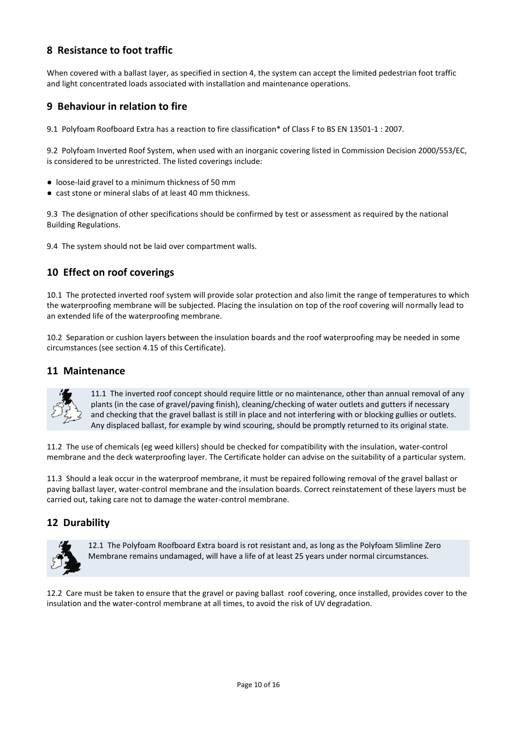## 8 Resistance to foot traffic

When covered with a ballast layer, as specified in section 4, the system can accept the limited pedestrian foot traffic and light concentrated loads associated with installation and maintenance operations.

## 9 Behaviour in relation to fire

9.1 Polyfoam Roofboard Extra has a reaction to fire classification* of Class F to BS EN 13501-1 : 2007.

9.2 Polyfoam Inverted Roof System, when used with an inorganic covering listed in Commission Decision 2000/553/EC, is considered to be unrestricted. The listed coverings include:

- loose-laid gravel to a minimum thickness of 50 mm
- cast stone or mineral slabs of at least 40 mm thickness.

9.3 The designation of other specifications should be confirmed by test or assessment as required by the national Building Regulations.

9.4 The system should not be laid over compartment walls.

## 10 Effect on roof coverings

10.1 The protected inverted roof system will provide solar protection and also limit the range of temperatures to which the waterproofing membrane will be subjected. Placing the insulation on top of the roof covering will normally lead to an extended life of the waterproofing membrane.

10.2 Separation or cushion layers between the insulation boards and the roof waterproofing may be needed in some circumstances (see section 4.15 of this Certificate).

## 11 Maintenance

11.1 The inverted roof concept should require little or no maintenance, other than annual removal of any plants (in the case of gravel/paving finish), cleaning/checking of water outlets and gutters if necessary and checking that the gravel ballast is still in place and not interfering with or blocking gullies or outlets. Any displaced ballast, for example by wind scouring, should be promptly returned to its original state.

11.2 The use of chemicals (eg weed killers) should be checked for compatibility with the insulation, water-control membrane and the deck waterproofing layer. The Certificate holder can advise on the suitability of a particular system.

11.3 Should a leak occur in the waterproof membrane, it must be repaired following removal of the gravel ballast or paving ballast layer, water-control membrane and the insulation boards. Correct reinstatement of these layers must be carried out, taking care not to damage the water-control membrane.

## 12 Durability

12.1 The Polyfoam Roofboard Extra board is rot resistant and, as long as the Polyfoam Slimline Zero Membrane remains undamaged, will have a life of at least 25 years under normal circumstances.

12.2 Care must be taken to ensure that the gravel or paving ballast roof covering, once installed, provides cover to the insulation and the water-control membrane at all times, to avoid the risk of UV degradation.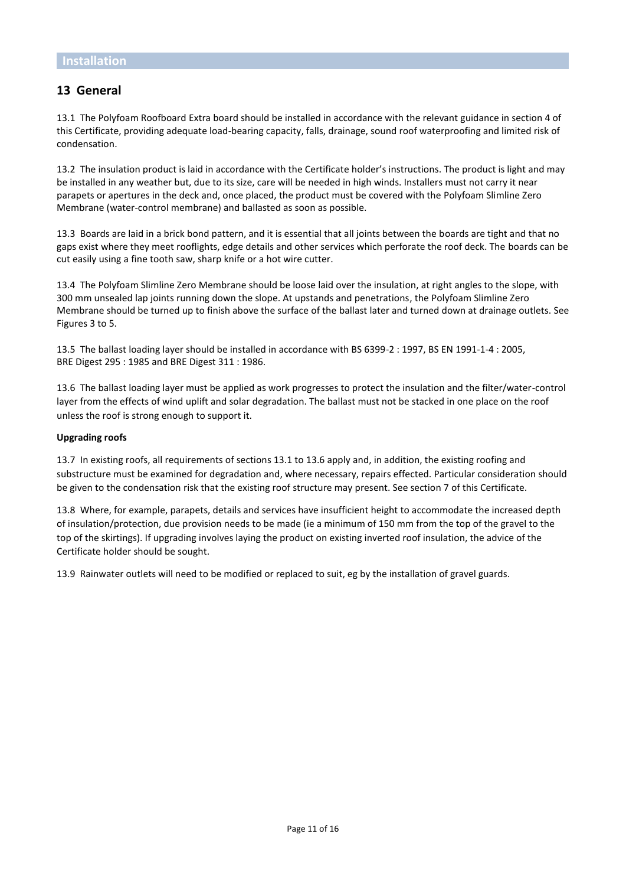# Installation

## 13 General

13.1 The Polyfoam Roofboard Extra board should be installed in accordance with the relevant guidance in section 4 of this Certificate, providing adequate load-bearing capacity, falls, drainage, sound roof waterproofing and limited risk of condensation.

13.2 The insulation product is laid in accordance with the Certificate holder's instructions. The product is light and may be installed in any weather but, due to its size, care will be needed in high winds. Installers must not carry it near parapets or apertures in the deck and, once placed, the product must be covered with the Polyfoam Slimline Zero Membrane (water-control membrane) and ballasted as soon as possible.

13.3 Boards are laid in a brick bond pattern, and it is essential that all joints between the boards are tight and that no gaps exist where they meet rooflights, edge details and other services which perforate the roof deck. The boards can be cut easily using a fine tooth saw, sharp knife or a hot wire cutter.

13.4 The Polyfoam Slimline Zero Membrane should be loose laid over the insulation, at right angles to the slope, with 300 mm unsealed lap joints running down the slope. At upstands and penetrations, the Polyfoam Slimline Zero Membrane should be turned up to finish above the surface of the ballast later and turned down at drainage outlets. See Figures 3 to 5.

13.5 The ballast loading layer should be installed in accordance with BS 6399-2 : 1997, BS EN 1991-1-4 : 2005, BRE Digest 295 : 1985 and BRE Digest 311 : 1986.

13.6 The ballast loading layer must be applied as work progresses to protect the insulation and the filter/water-control layer from the effects of wind uplift and solar degradation. The ballast must not be stacked in one place on the roof unless the roof is strong enough to support it.

**Upgrading roofs**

13.7 In existing roofs, all requirements of sections 13.1 to 13.6 apply and, in addition, the existing roofing and substructure must be examined for degradation and, where necessary, repairs effected. Particular consideration should be given to the condensation risk that the existing roof structure may present. See section 7 of this Certificate.

13.8 Where, for example, parapets, details and services have insufficient height to accommodate the increased depth of insulation/protection, due provision needs to be made (ie a minimum of 150 mm from the top of the gravel to the top of the skirtings). If upgrading involves laying the product on existing inverted roof insulation, the advice of the Certificate holder should be sought.

13.9 Rainwater outlets will need to be modified or replaced to suit, eg by the installation of gravel guards.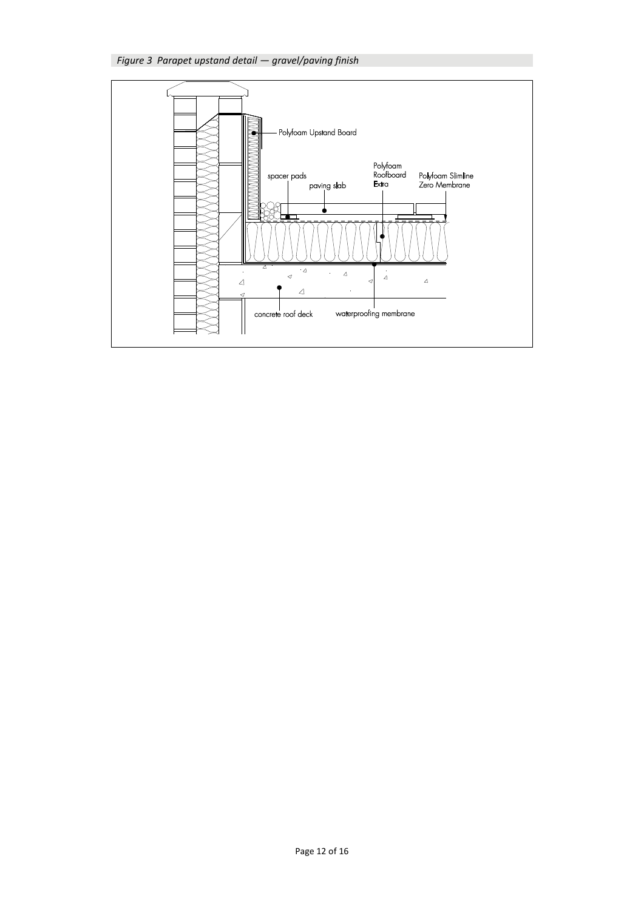*Figure 3  Parapet upstand detail — gravel/paving finish*

Polyfoam Upstand Board

spacer pads

paving slab

Polyfoam Roofboard Extra

Polyfoam Slimline Zero Membrane

concrete roof deck

waterproofing membrane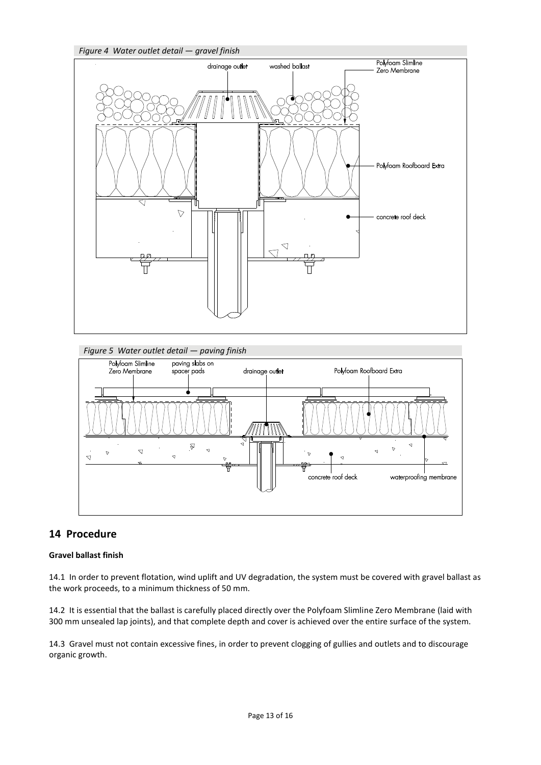*Figure 4 Water outlet detail — gravel finish*

*Figure 5 Water outlet detail — paving finish*

## 14 Procedure

**Gravel ballast finish**

14.1 In order to prevent flotation, wind uplift and UV degradation, the system must be covered with gravel ballast as the work proceeds, to a minimum thickness of 50 mm.

14.2 It is essential that the ballast is carefully placed directly over the Polyfoam Slimline Zero Membrane (laid with 300 mm unsealed lap joints), and that complete depth and cover is achieved over the entire surface of the system.

14.3 Gravel must not contain excessive fines, in order to prevent clogging of gullies and outlets and to discourage organic growth.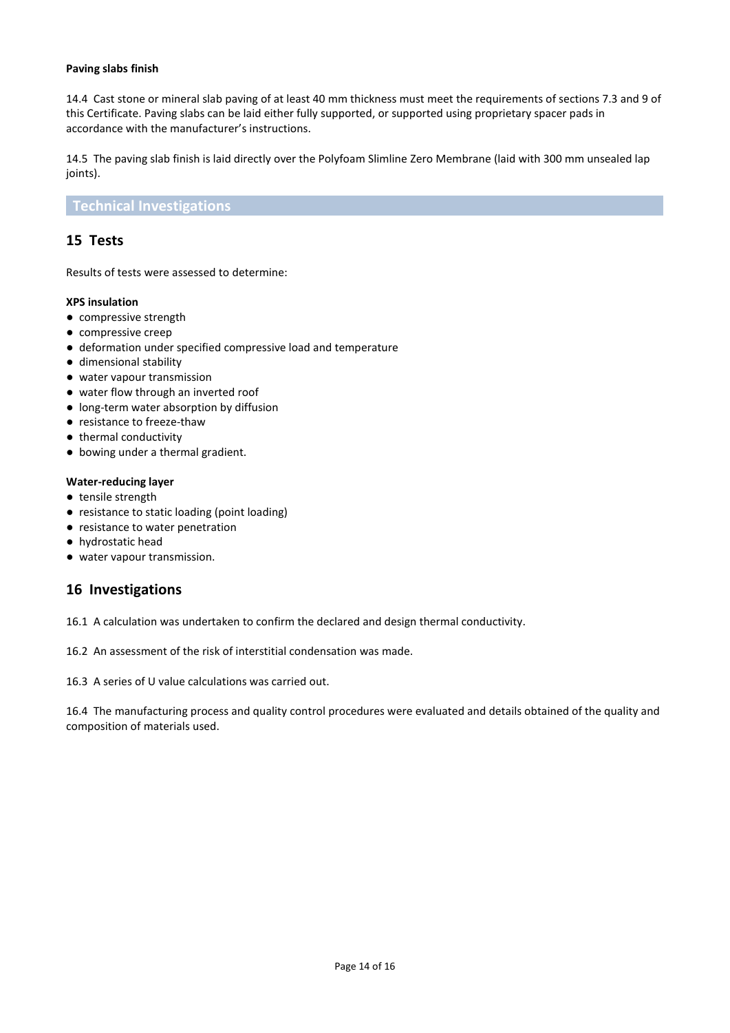**Paving slabs finish**

14.4 Cast stone or mineral slab paving of at least 40 mm thickness must meet the requirements of sections 7.3 and 9 of this Certificate. Paving slabs can be laid either fully supported, or supported using proprietary spacer pads in accordance with the manufacturer's instructions.

14.5 The paving slab finish is laid directly over the Polyfoam Slimline Zero Membrane (laid with 300 mm unsealed lap joints).

# Technical Investigations

## 15 Tests

Results of tests were assessed to determine:

**XPS insulation**

- compressive strength
- compressive creep
- deformation under specified compressive load and temperature
- dimensional stability
- water vapour transmission
- water flow through an inverted roof
- long-term water absorption by diffusion
- resistance to freeze-thaw
- thermal conductivity
- bowing under a thermal gradient.

**Water-reducing layer**

- tensile strength
- resistance to static loading (point loading)
- resistance to water penetration
- hydrostatic head
- water vapour transmission.

## 16 Investigations

16.1 A calculation was undertaken to confirm the declared and design thermal conductivity.

16.2 An assessment of the risk of interstitial condensation was made.

16.3 A series of U value calculations was carried out.

16.4 The manufacturing process and quality control procedures were evaluated and details obtained of the quality and composition of materials used.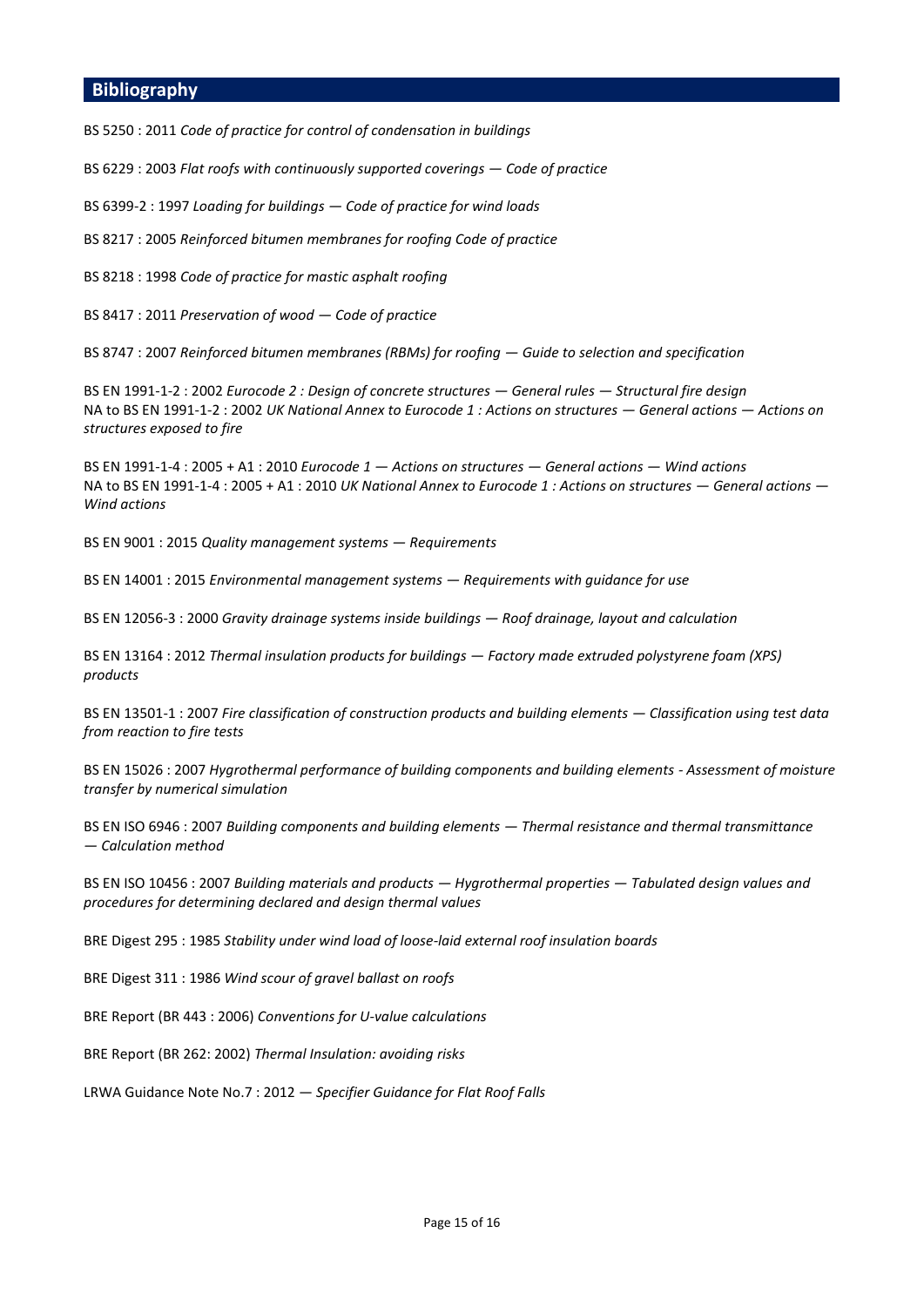## Bibliography

BS 5250 : 2011 *Code of practice for control of condensation in buildings*

BS 6229 : 2003 *Flat roofs with continuously supported coverings — Code of practice*

BS 6399-2 : 1997 *Loading for buildings — Code of practice for wind loads*

BS 8217 : 2005 *Reinforced bitumen membranes for roofing Code of practice*

BS 8218 : 1998 *Code of practice for mastic asphalt roofing*

BS 8417 : 2011 *Preservation of wood — Code of practice*

BS 8747 : 2007 *Reinforced bitumen membranes (RBMs) for roofing — Guide to selection and specification*

BS EN 1991-1-2 : 2002 *Eurocode 2 : Design of concrete structures — General rules — Structural fire design*
NA to BS EN 1991-1-2 : 2002 *UK National Annex to Eurocode 1 : Actions on structures — General actions — Actions on structures exposed to fire*

BS EN 1991-1-4 : 2005 + A1 : 2010 *Eurocode 1 — Actions on structures — General actions — Wind actions*
NA to BS EN 1991-1-4 : 2005 + A1 : 2010 *UK National Annex to Eurocode 1 : Actions on structures — General actions — Wind actions*

BS EN 9001 : 2015 *Quality management systems — Requirements*

BS EN 14001 : 2015 *Environmental management systems — Requirements with guidance for use*

BS EN 12056-3 : 2000 *Gravity drainage systems inside buildings — Roof drainage, layout and calculation*

BS EN 13164 : 2012 *Thermal insulation products for buildings — Factory made extruded polystyrene foam (XPS) products*

BS EN 13501-1 : 2007 *Fire classification of construction products and building elements — Classification using test data from reaction to fire tests*

BS EN 15026 : 2007 *Hygrothermal performance of building components and building elements - Assessment of moisture transfer by numerical simulation*

BS EN ISO 6946 : 2007 *Building components and building elements — Thermal resistance and thermal transmittance — Calculation method*

BS EN ISO 10456 : 2007 *Building materials and products — Hygrothermal properties — Tabulated design values and procedures for determining declared and design thermal values*

BRE Digest 295 : 1985 *Stability under wind load of loose-laid external roof insulation boards*

BRE Digest 311 : 1986 *Wind scour of gravel ballast on roofs*

BRE Report (BR 443 : 2006) *Conventions for U-value calculations*

BRE Report (BR 262: 2002) *Thermal Insulation: avoiding risks*

LRWA Guidance Note No.7 : 2012 — *Specifier Guidance for Flat Roof Falls*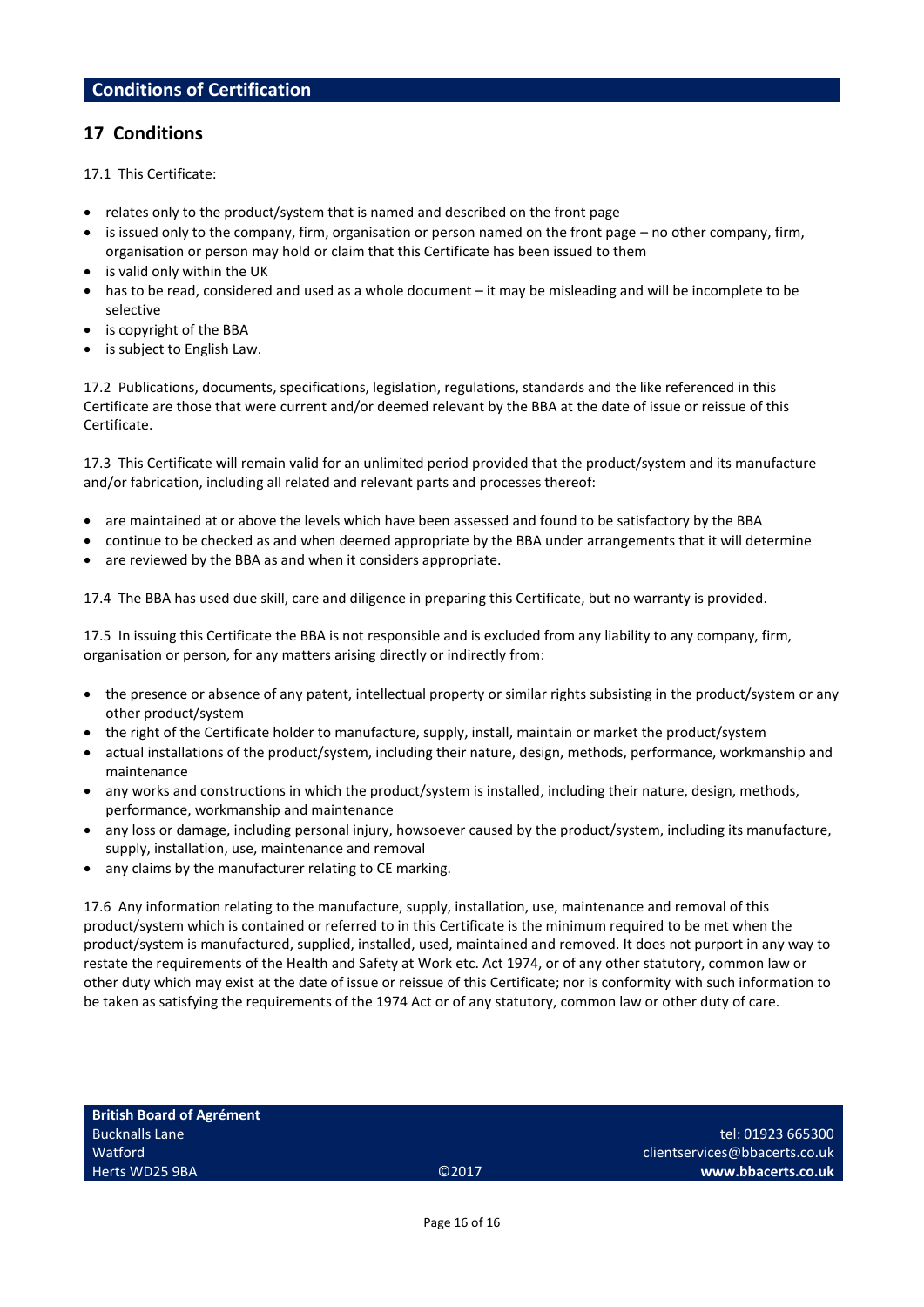## Conditions of Certification

## 17 Conditions

17.1 This Certificate:

- relates only to the product/system that is named and described on the front page
- is issued only to the company, firm, organisation or person named on the front page – no other company, firm, organisation or person may hold or claim that this Certificate has been issued to them
- is valid only within the UK
- has to be read, considered and used as a whole document – it may be misleading and will be incomplete to be selective
- is copyright of the BBA
- is subject to English Law.

17.2 Publications, documents, specifications, legislation, regulations, standards and the like referenced in this Certificate are those that were current and/or deemed relevant by the BBA at the date of issue or reissue of this Certificate.

17.3 This Certificate will remain valid for an unlimited period provided that the product/system and its manufacture and/or fabrication, including all related and relevant parts and processes thereof:

- are maintained at or above the levels which have been assessed and found to be satisfactory by the BBA
- continue to be checked as and when deemed appropriate by the BBA under arrangements that it will determine
- are reviewed by the BBA as and when it considers appropriate.

17.4 The BBA has used due skill, care and diligence in preparing this Certificate, but no warranty is provided.

17.5 In issuing this Certificate the BBA is not responsible and is excluded from any liability to any company, firm, organisation or person, for any matters arising directly or indirectly from:

- the presence or absence of any patent, intellectual property or similar rights subsisting in the product/system or any other product/system
- the right of the Certificate holder to manufacture, supply, install, maintain or market the product/system
- actual installations of the product/system, including their nature, design, methods, performance, workmanship and maintenance
- any works and constructions in which the product/system is installed, including their nature, design, methods, performance, workmanship and maintenance
- any loss or damage, including personal injury, howsoever caused by the product/system, including its manufacture, supply, installation, use, maintenance and removal
- any claims by the manufacturer relating to CE marking.

17.6 Any information relating to the manufacture, supply, installation, use, maintenance and removal of this product/system which is contained or referred to in this Certificate is the minimum required to be met when the product/system is manufactured, supplied, installed, used, maintained and removed. It does not purport in any way to restate the requirements of the Health and Safety at Work etc. Act 1974, or of any other statutory, common law or other duty which may exist at the date of issue or reissue of this Certificate; nor is conformity with such information to be taken as satisfying the requirements of the 1974 Act or of any statutory, common law or other duty of care.

**British Board of Agrément**
Bucknalls Lane
Watford
Herts WD25 9BA

©2017

tel: 01923 665300
clientservices@bbacerts.co.uk
**www.bbacerts.co.uk**